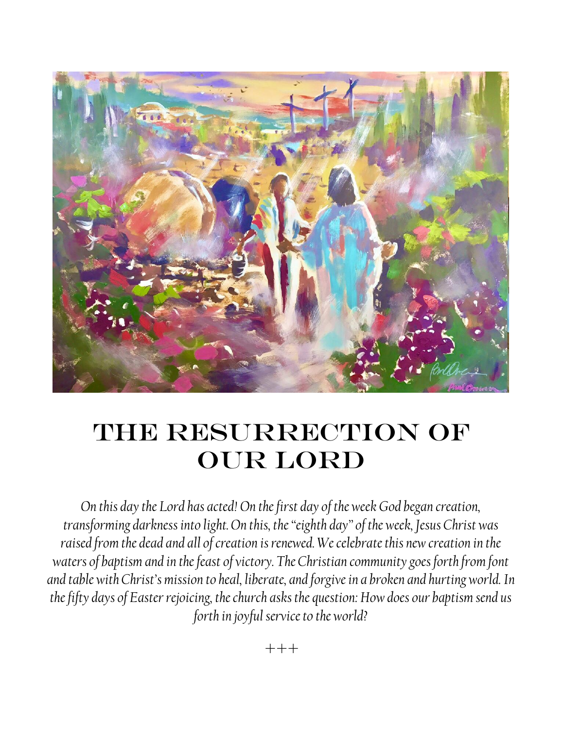# THE RESURRECTION OF OUR LORD

*On this day the Lord has acted! On the first day of the week God began creation, transforming darkness into light. On this, the "eighth day" of the week, Jesus Christ was raised from the dead and all of creation is renewed. We celebrate this new creation in the waters of baptism and in the feast of victory. The Christian community goes forth from font and table with Christ's mission to heal, liberate, and forgive in a broken and hurting world. In the fifty days of Easter rejoicing, the church asks the question: How does our baptism send us forth in joyful service to the world?*

+++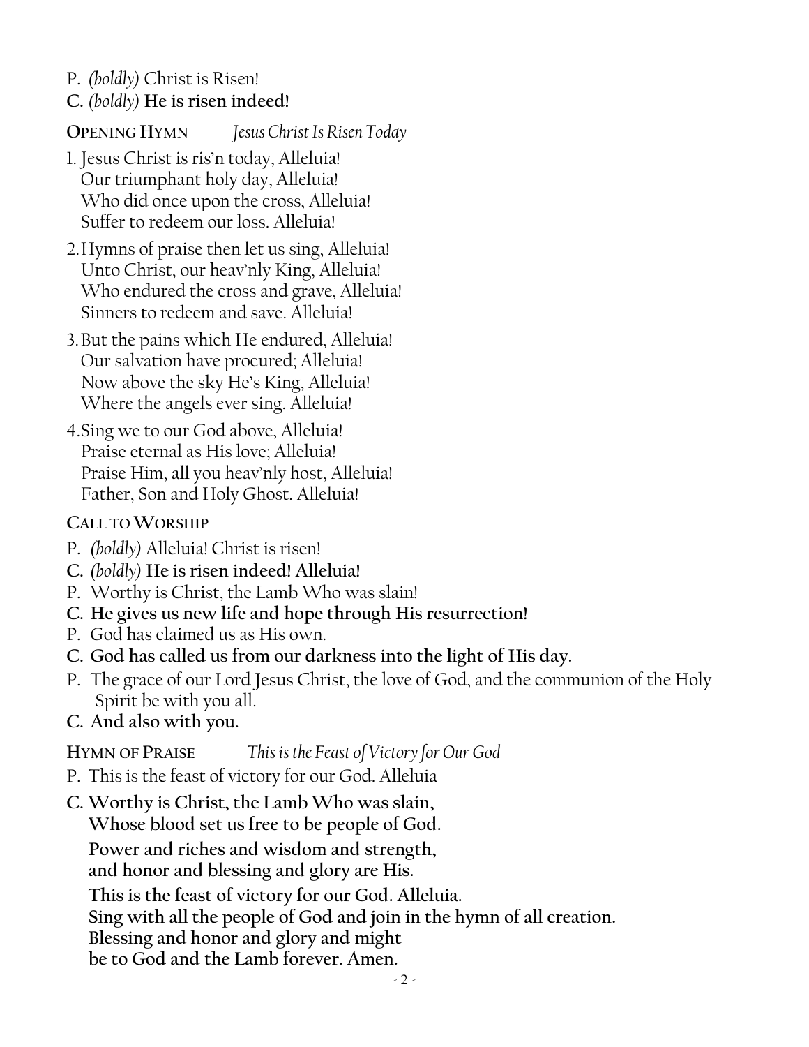P. *(boldly)* Christ is Risen!
**C.** *(boldly)* **He is risen indeed!**

**OPENING HYMN** *Jesus Christ Is Risen Today*

1. Jesus Christ is ris'n today, Alleluia!
   Our triumphant holy day, Alleluia!
   Who did once upon the cross, Alleluia!
   Suffer to redeem our loss. Alleluia!

2. Hymns of praise then let us sing, Alleluia!
   Unto Christ, our heav'nly King, Alleluia!
   Who endured the cross and grave, Alleluia!
   Sinners to redeem and save. Alleluia!

3. But the pains which He endured, Alleluia!
   Our salvation have procured; Alleluia!
   Now above the sky He's King, Alleluia!
   Where the angels ever sing. Alleluia!

4. Sing we to our God above, Alleluia!
   Praise eternal as His love; Alleluia!
   Praise Him, all you heav'nly host, Alleluia!
   Father, Son and Holy Ghost. Alleluia!

**CALL TO WORSHIP**

P. *(boldly)* Alleluia! Christ is risen!
**C.** *(boldly)* **He is risen indeed! Alleluia!**
P. Worthy is Christ, the Lamb Who was slain!
**C. He gives us new life and hope through His resurrection!**
P. God has claimed us as His own.
**C. God has called us from our darkness into the light of His day.**
P. The grace of our Lord Jesus Christ, the love of God, and the communion of the Holy Spirit be with you all.
**C. And also with you.**

**HYMN OF PRAISE** *This is the Feast of Victory for Our God*

P. This is the feast of victory for our God. Alleluia

**C. Worthy is Christ, the Lamb Who was slain,**
**Whose blood set us free to be people of God.**

**Power and riches and wisdom and strength,**
**and honor and blessing and glory are His.**

**This is the feast of victory for our God. Alleluia.**
**Sing with all the people of God and join in the hymn of all creation.**
**Blessing and honor and glory and might**
**be to God and the Lamb forever. Amen.**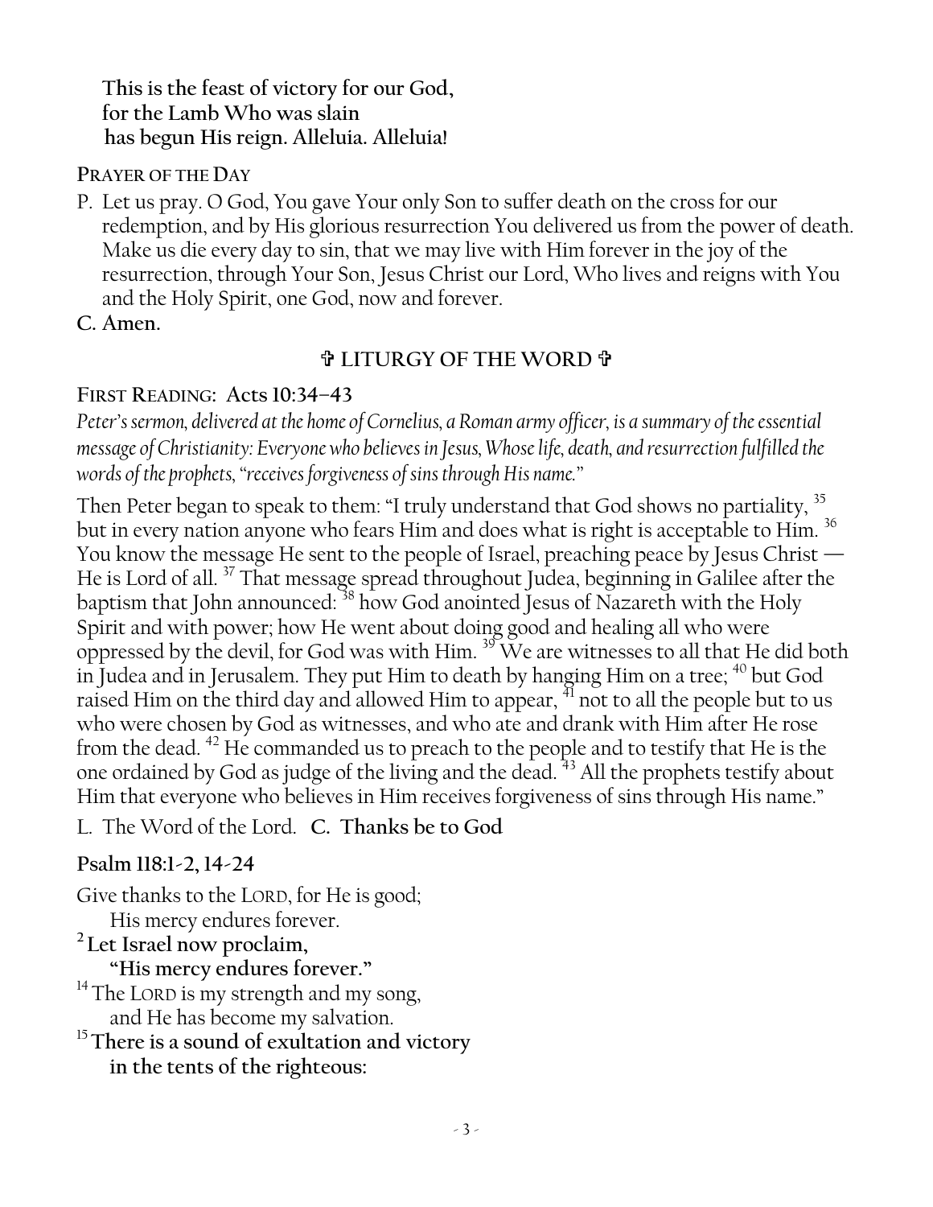**This is the feast of victory for our God,**
**for the Lamb Who was slain**
**has begun His reign. Alleluia. Alleluia!**

### Prayer of the Day

P. Let us pray. O God, You gave Your only Son to suffer death on the cross for our redemption, and by His glorious resurrection You delivered us from the power of death. Make us die every day to sin, that we may live with Him forever in the joy of the resurrection, through Your Son, Jesus Christ our Lord, Who lives and reigns with You and the Holy Spirit, one God, now and forever.

**C. Amen.**

## ✞ LITURGY OF THE WORD ✞

### First Reading: Acts 10:34–43

*Peter's sermon, delivered at the home of Cornelius, a Roman army officer, is a summary of the essential message of Christianity: Everyone who believes in Jesus, Whose life, death, and resurrection fulfilled the words of the prophets, "receives forgiveness of sins through His name."*

Then Peter began to speak to them: "I truly understand that God shows no partiality, [35] but in every nation anyone who fears Him and does what is right is acceptable to Him. [36] You know the message He sent to the people of Israel, preaching peace by Jesus Christ — He is Lord of all. [37] That message spread throughout Judea, beginning in Galilee after the baptism that John announced: [38] how God anointed Jesus of Nazareth with the Holy Spirit and with power; how He went about doing good and healing all who were oppressed by the devil, for God was with Him. [39] We are witnesses to all that He did both in Judea and in Jerusalem. They put Him to death by hanging Him on a tree; [40] but God raised Him on the third day and allowed Him to appear, [41] not to all the people but to us who were chosen by God as witnesses, and who ate and drank with Him after He rose from the dead. [42] He commanded us to preach to the people and to testify that He is the one ordained by God as judge of the living and the dead. [43] All the prophets testify about Him that everyone who believes in Him receives forgiveness of sins through His name."

L. The Word of the Lord. **C. Thanks be to God**

### Psalm 118:1-2, 14-24

Give thanks to the LORD, for He is good;
His mercy endures forever.

[2] **Let Israel now proclaim,**
**"His mercy endures forever."**

[14] The LORD is my strength and my song,
and He has become my salvation.

[15] **There is a sound of exultation and victory**
**in the tents of the righteous:**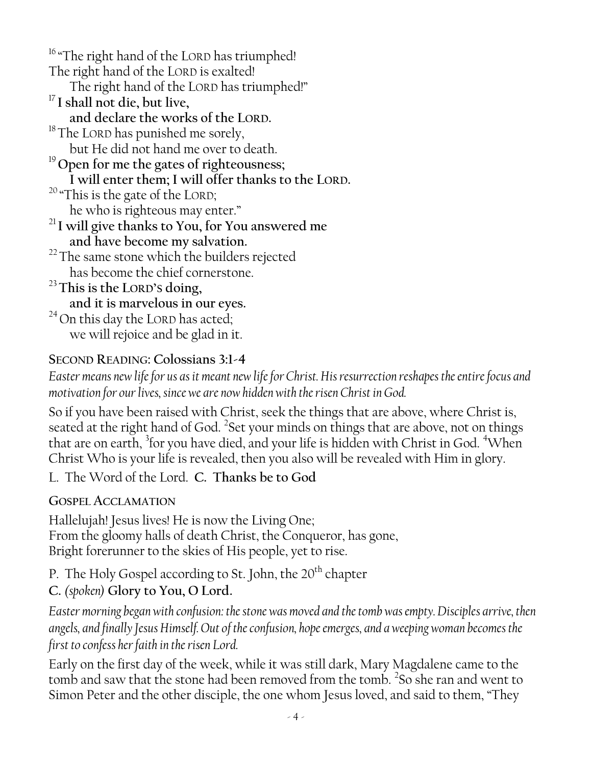[16] "The right hand of the LORD has triumphed!
The right hand of the LORD is exalted!
The right hand of the LORD has triumphed!"
[17] **I shall not die, but live,**
**and declare the works of the LORD.**
[18] The LORD has punished me sorely,
but He did not hand me over to death.
[19] **Open for me the gates of righteousness;**
**I will enter them; I will offer thanks to the LORD.**
[20] "This is the gate of the LORD;
he who is righteous may enter."
[21] **I will give thanks to You, for You answered me**
**and have become my salvation.**
[22] The same stone which the builders rejected
has become the chief cornerstone.
[23] **This is the LORD'S doing,**
**and it is marvelous in our eyes.**
[24] On this day the LORD has acted;
we will rejoice and be glad in it.

**SECOND READING: Colossians 3:1-4**

*Easter means new life for us as it meant new life for Christ. His resurrection reshapes the entire focus and motivation for our lives, since we are now hidden with the risen Christ in God.*

So if you have been raised with Christ, seek the things that are above, where Christ is, seated at the right hand of God. [2]Set your minds on things that are above, not on things that are on earth, [3]for you have died, and your life is hidden with Christ in God. [4]When Christ Who is your life is revealed, then you also will be revealed with Him in glory.

L. The Word of the Lord. **C. Thanks be to God**

**GOSPEL ACCLAMATION**

Hallelujah! Jesus lives! He is now the Living One;
From the gloomy halls of death Christ, the Conqueror, has gone,
Bright forerunner to the skies of His people, yet to rise.

P. The Holy Gospel according to St. John, the 20th chapter
**C.** *(spoken)* **Glory to You, O Lord.**

*Easter morning began with confusion: the stone was moved and the tomb was empty. Disciples arrive, then angels, and finally Jesus Himself. Out of the confusion, hope emerges, and a weeping woman becomes the first to confess her faith in the risen Lord.*

Early on the first day of the week, while it was still dark, Mary Magdalene came to the tomb and saw that the stone had been removed from the tomb. [2]So she ran and went to Simon Peter and the other disciple, the one whom Jesus loved, and said to them, "They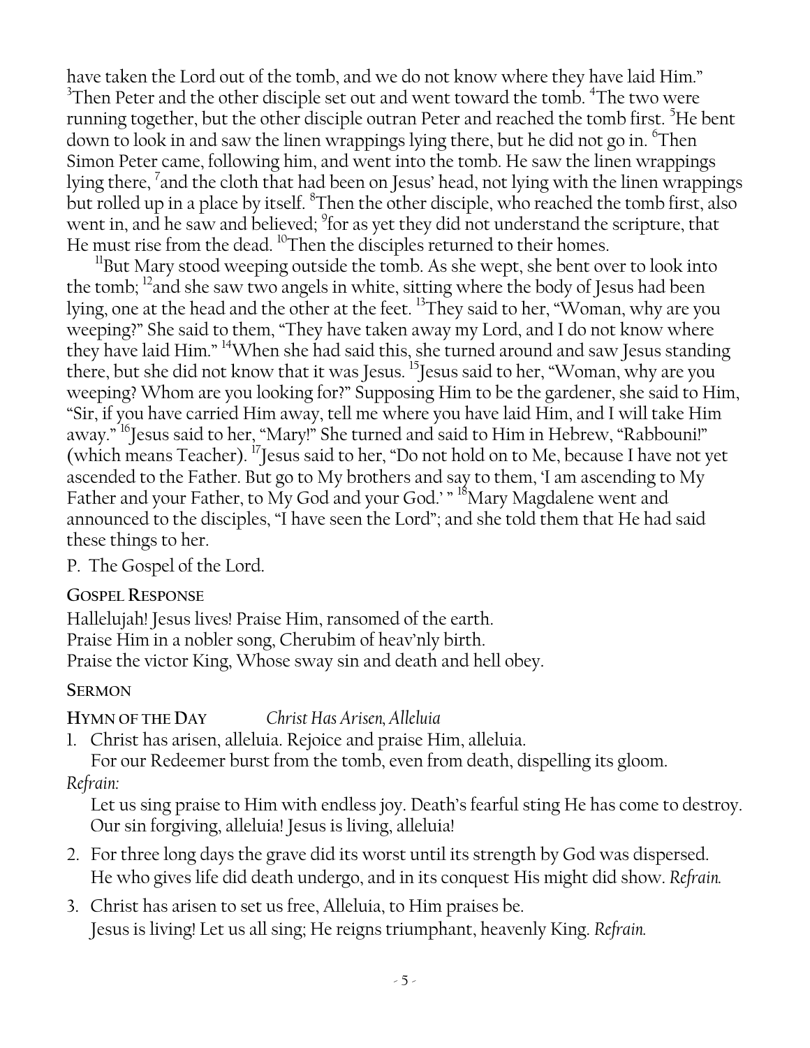have taken the Lord out of the tomb, and we do not know where they have laid Him." [3]Then Peter and the other disciple set out and went toward the tomb. [4]The two were running together, but the other disciple outran Peter and reached the tomb first. [5]He bent down to look in and saw the linen wrappings lying there, but he did not go in. [6]Then Simon Peter came, following him, and went into the tomb. He saw the linen wrappings lying there, [7]and the cloth that had been on Jesus' head, not lying with the linen wrappings but rolled up in a place by itself. [8]Then the other disciple, who reached the tomb first, also went in, and he saw and believed; [9]for as yet they did not understand the scripture, that He must rise from the dead. [10]Then the disciples returned to their homes.

[11]But Mary stood weeping outside the tomb. As she wept, she bent over to look into the tomb; [12]and she saw two angels in white, sitting where the body of Jesus had been lying, one at the head and the other at the feet. [13]They said to her, "Woman, why are you weeping?" She said to them, "They have taken away my Lord, and I do not know where they have laid Him." [14]When she had said this, she turned around and saw Jesus standing there, but she did not know that it was Jesus. [15]Jesus said to her, "Woman, why are you weeping? Whom are you looking for?" Supposing Him to be the gardener, she said to Him, "Sir, if you have carried Him away, tell me where you have laid Him, and I will take Him away." [16]Jesus said to her, "Mary!" She turned and said to Him in Hebrew, "Rabbouni!" (which means Teacher). [17]Jesus said to her, "Do not hold on to Me, because I have not yet ascended to the Father. But go to My brothers and say to them, 'I am ascending to My Father and your Father, to My God and your God.' " [18]Mary Magdalene went and announced to the disciples, "I have seen the Lord"; and she told them that He had said these things to her.

P. The Gospel of the Lord.

**GOSPEL RESPONSE**

Hallelujah! Jesus lives! Praise Him, ransomed of the earth.
Praise Him in a nobler song, Cherubim of heav'nly birth.
Praise the victor King, Whose sway sin and death and hell obey.

**SERMON**

**HYMN OF THE DAY** *Christ Has Arisen, Alleluia*

1. Christ has arisen, alleluia. Rejoice and praise Him, alleluia.
   For our Redeemer burst from the tomb, even from death, dispelling its gloom.

*Refrain:*

Let us sing praise to Him with endless joy. Death's fearful sting He has come to destroy.
Our sin forgiving, alleluia! Jesus is living, alleluia!

2. For three long days the grave did its worst until its strength by God was dispersed.
   He who gives life did death undergo, and in its conquest His might did show. *Refrain.*
3. Christ has arisen to set us free, Alleluia, to Him praises be.
   Jesus is living! Let us all sing; He reigns triumphant, heavenly King. *Refrain.*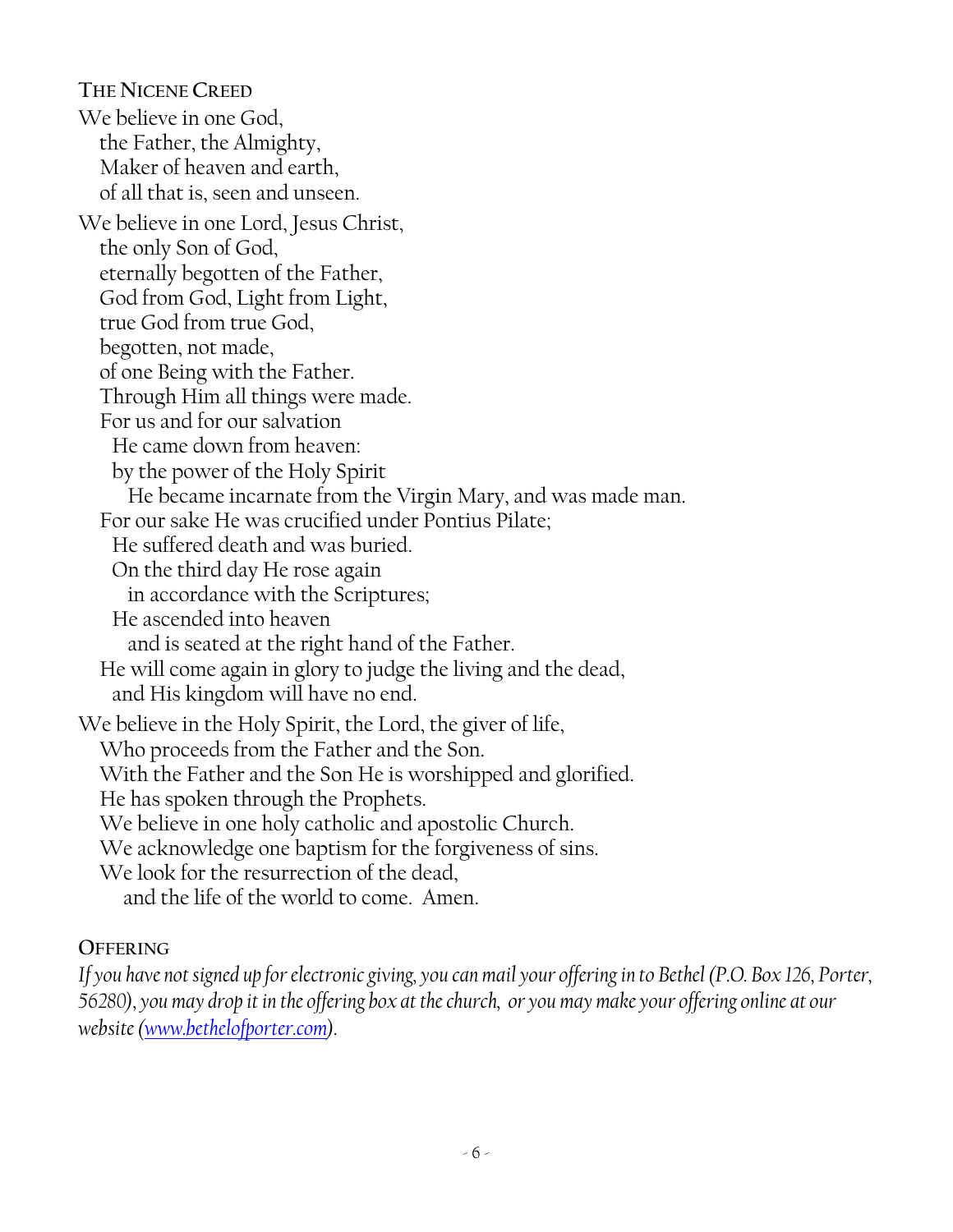## The Nicene Creed

We believe in one God,  
the Father, the Almighty,  
Maker of heaven and earth,  
of all that is, seen and unseen.

We believe in one Lord, Jesus Christ,  
the only Son of God,  
eternally begotten of the Father,  
God from God, Light from Light,  
true God from true God,  
begotten, not made,  
of one Being with the Father.  
Through Him all things were made.  
For us and for our salvation  
He came down from heaven:  
by the power of the Holy Spirit  
He became incarnate from the Virgin Mary, and was made man.  
For our sake He was crucified under Pontius Pilate;  
He suffered death and was buried.  
On the third day He rose again  
in accordance with the Scriptures;  
He ascended into heaven  
and is seated at the right hand of the Father.  
He will come again in glory to judge the living and the dead,  
and His kingdom will have no end.

We believe in the Holy Spirit, the Lord, the giver of life,  
Who proceeds from the Father and the Son.  
With the Father and the Son He is worshipped and glorified.  
He has spoken through the Prophets.  
We believe in one holy catholic and apostolic Church.  
We acknowledge one baptism for the forgiveness of sins.  
We look for the resurrection of the dead,  
and the life of the world to come. Amen.

## Offering

*If you have not signed up for electronic giving, you can mail your offering in to Bethel (P.O. Box 126, Porter, 56280), you may drop it in the offering box at the church, or you may make your offering online at our website ([www.bethelofporter.com](http://www.bethelofporter.com)).*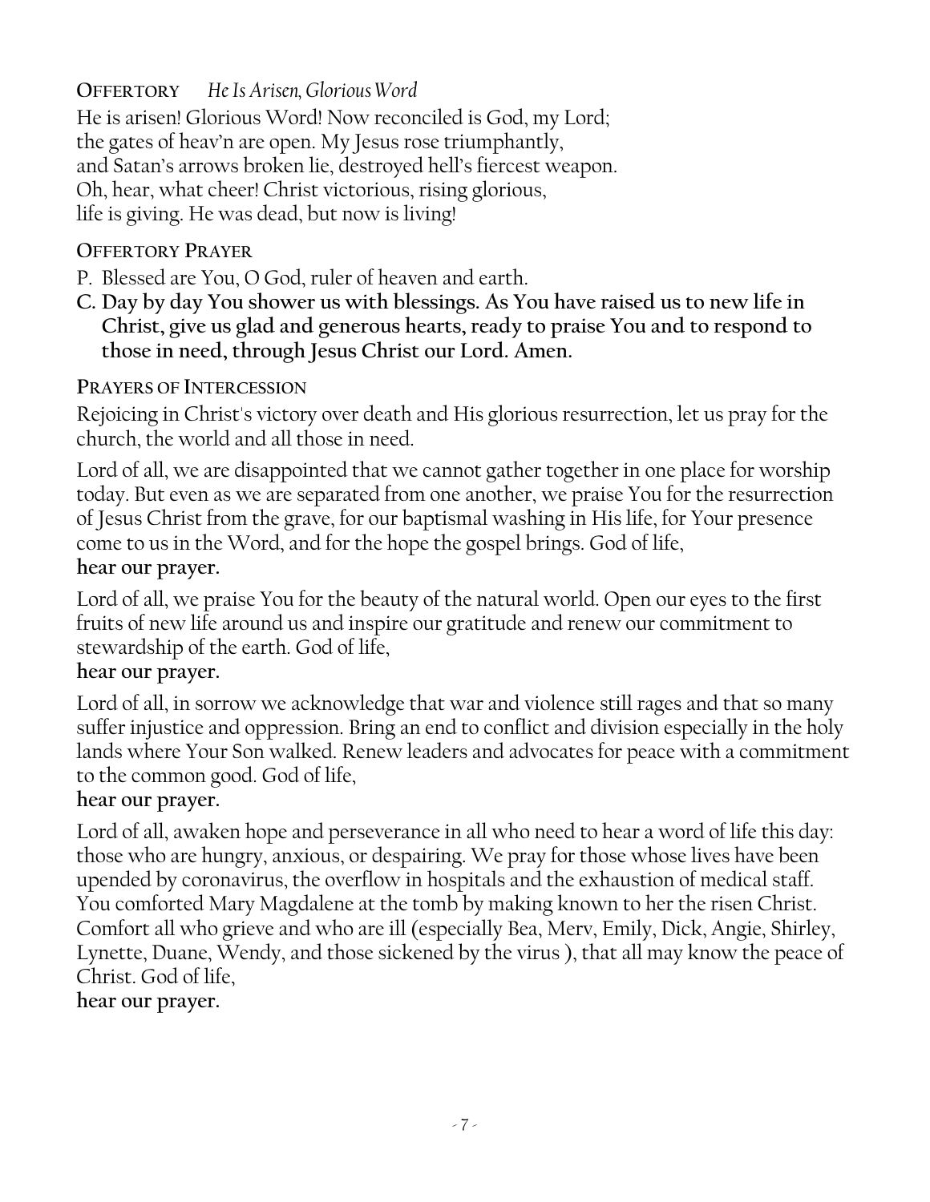**OFFERTORY** *He Is Arisen, Glorious Word*

He is arisen! Glorious Word! Now reconciled is God, my Lord;
the gates of heav'n are open. My Jesus rose triumphantly,
and Satan's arrows broken lie, destroyed hell's fiercest weapon.
Oh, hear, what cheer! Christ victorious, rising glorious,
life is giving. He was dead, but now is living!

**OFFERTORY PRAYER**

P. Blessed are You, O God, ruler of heaven and earth.

**C. Day by day You shower us with blessings. As You have raised us to new life in Christ, give us glad and generous hearts, ready to praise You and to respond to those in need, through Jesus Christ our Lord. Amen.**

**PRAYERS OF INTERCESSION**

Rejoicing in Christ's victory over death and His glorious resurrection, let us pray for the church, the world and all those in need.

Lord of all, we are disappointed that we cannot gather together in one place for worship today. But even as we are separated from one another, we praise You for the resurrection of Jesus Christ from the grave, for our baptismal washing in His life, for Your presence come to us in the Word, and for the hope the gospel brings. God of life,
**hear our prayer.**

Lord of all, we praise You for the beauty of the natural world. Open our eyes to the first fruits of new life around us and inspire our gratitude and renew our commitment to stewardship of the earth. God of life,
**hear our prayer.**

Lord of all, in sorrow we acknowledge that war and violence still rages and that so many suffer injustice and oppression. Bring an end to conflict and division especially in the holy lands where Your Son walked. Renew leaders and advocates for peace with a commitment to the common good. God of life,
**hear our prayer.**

Lord of all, awaken hope and perseverance in all who need to hear a word of life this day: those who are hungry, anxious, or despairing. We pray for those whose lives have been upended by coronavirus, the overflow in hospitals and the exhaustion of medical staff. You comforted Mary Magdalene at the tomb by making known to her the risen Christ. Comfort all who grieve and who are ill (especially Bea, Merv, Emily, Dick, Angie, Shirley, Lynette, Duane, Wendy, and those sickened by the virus ), that all may know the peace of Christ. God of life,
**hear our prayer.**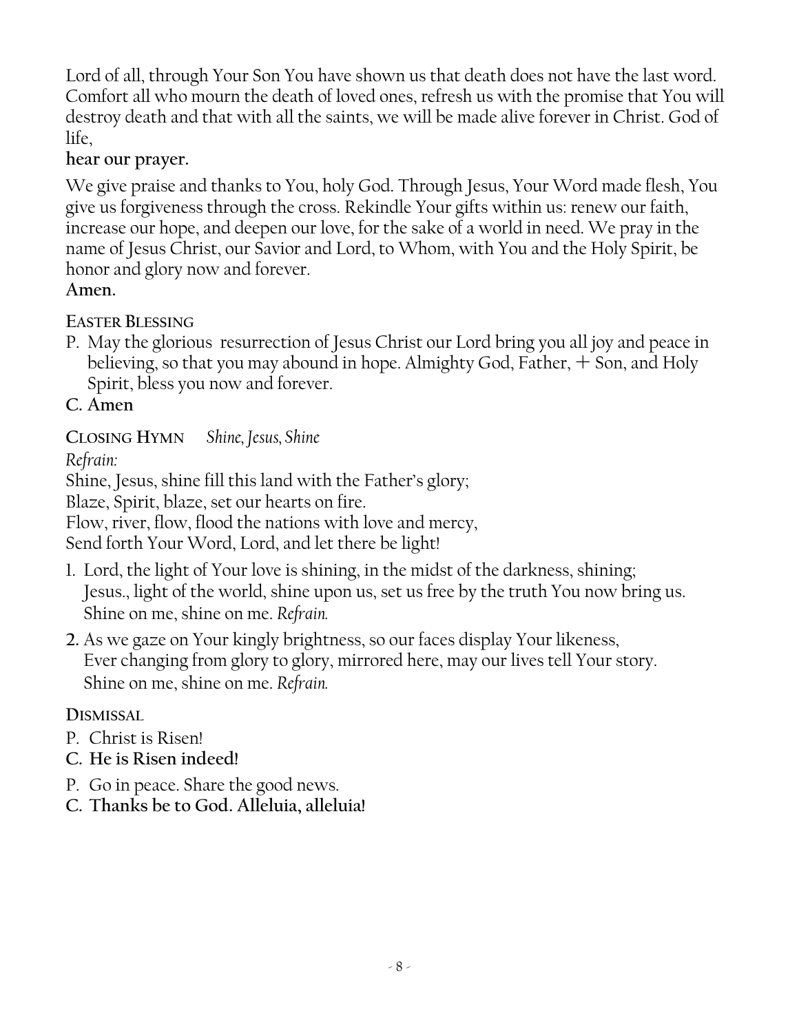Lord of all, through Your Son You have shown us that death does not have the last word. Comfort all who mourn the death of loved ones, refresh us with the promise that You will destroy death and that with all the saints, we will be made alive forever in Christ. God of life,

**hear our prayer.**

We give praise and thanks to You, holy God. Through Jesus, Your Word made flesh, You give us forgiveness through the cross. Rekindle Your gifts within us: renew our faith, increase our hope, and deepen our love, for the sake of a world in need. We pray in the name of Jesus Christ, our Savior and Lord, to Whom, with You and the Holy Spirit, be honor and glory now and forever.

**Amen.**

**EASTER BLESSING**

P. May the glorious resurrection of Jesus Christ our Lord bring you all joy and peace in believing, so that you may abound in hope. Almighty God, Father, + Son, and Holy Spirit, bless you now and forever.

**C. Amen**

**CLOSING HYMN** *Shine, Jesus, Shine*

*Refrain:*

Shine, Jesus, shine fill this land with the Father's glory;
Blaze, Spirit, blaze, set our hearts on fire.
Flow, river, flow, flood the nations with love and mercy,
Send forth Your Word, Lord, and let there be light!

1. Lord, the light of Your love is shining, in the midst of the darkness, shining;
   Jesus., light of the world, shine upon us, set us free by the truth You now bring us.
   Shine on me, shine on me. *Refrain.*
2. As we gaze on Your kingly brightness, so our faces display Your likeness,
   Ever changing from glory to glory, mirrored here, may our lives tell Your story.
   Shine on me, shine on me. *Refrain.*

**DISMISSAL**

P. Christ is Risen!

**C. He is Risen indeed!**

P. Go in peace. Share the good news.

**C. Thanks be to God. Alleluia, alleluia!**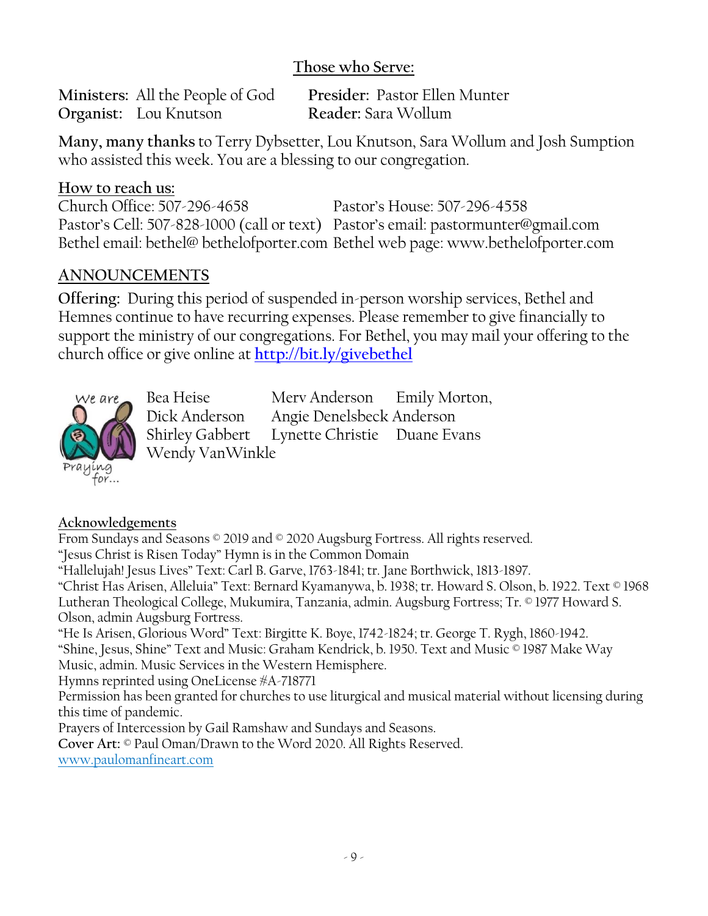## Those who Serve:

**Ministers:** All the People of God
**Organist:** Lou Knutson
**Presider:** Pastor Ellen Munter
**Reader:** Sara Wollum

**Many, many thanks** to Terry Dybsetter, Lou Knutson, Sara Wollum and Josh Sumption who assisted this week. You are a blessing to our congregation.

**How to reach us:**

Church Office: 507-296-4658
Pastor's House: 507-296-4558
Pastor's Cell: 507-828-1000 (call or text)
Pastor's email: pastormunter@gmail.com
Bethel email: bethel@ bethelofporter.com
Bethel web page: www.bethelofporter.com

## ANNOUNCEMENTS

**Offering:** During this period of suspended in-person worship services, Bethel and Hemnes continue to have recurring expenses. Please remember to give financially to support the ministry of our congregations. For Bethel, you may mail your offering to the church office or give online at **http://bit.ly/givebethel**

We are Praying for...

Bea Heise, Merv Anderson, Emily Morton, Dick Anderson, Angie Denelsbeck Anderson, Shirley Gabbert, Lynette Christie, Duane Evans, Wendy VanWinkle

**Acknowledgements**

From Sundays and Seasons © 2019 and © 2020 Augsburg Fortress. All rights reserved.
"Jesus Christ is Risen Today" Hymn is in the Common Domain
"Hallelujah! Jesus Lives" Text: Carl B. Garve, 1763-1841; tr. Jane Borthwick, 1813-1897.
"Christ Has Arisen, Alleluia" Text: Bernard Kyamanywa, b. 1938; tr. Howard S. Olson, b. 1922. Text © 1968 Lutheran Theological College, Mukumira, Tanzania, admin. Augsburg Fortress; Tr. © 1977 Howard S. Olson, admin Augsburg Fortress.
"He Is Arisen, Glorious Word" Text: Birgitte K. Boye, 1742-1824; tr. George T. Rygh, 1860-1942.
"Shine, Jesus, Shine" Text and Music: Graham Kendrick, b. 1950. Text and Music © 1987 Make Way Music, admin. Music Services in the Western Hemisphere.
Hymns reprinted using OneLicense #A-718771
Permission has been granted for churches to use liturgical and musical material without licensing during this time of pandemic.
Prayers of Intercession by Gail Ramshaw and Sundays and Seasons.
**Cover Art:** © Paul Oman/Drawn to the Word 2020. All Rights Reserved.
www.paulomanfineart.com